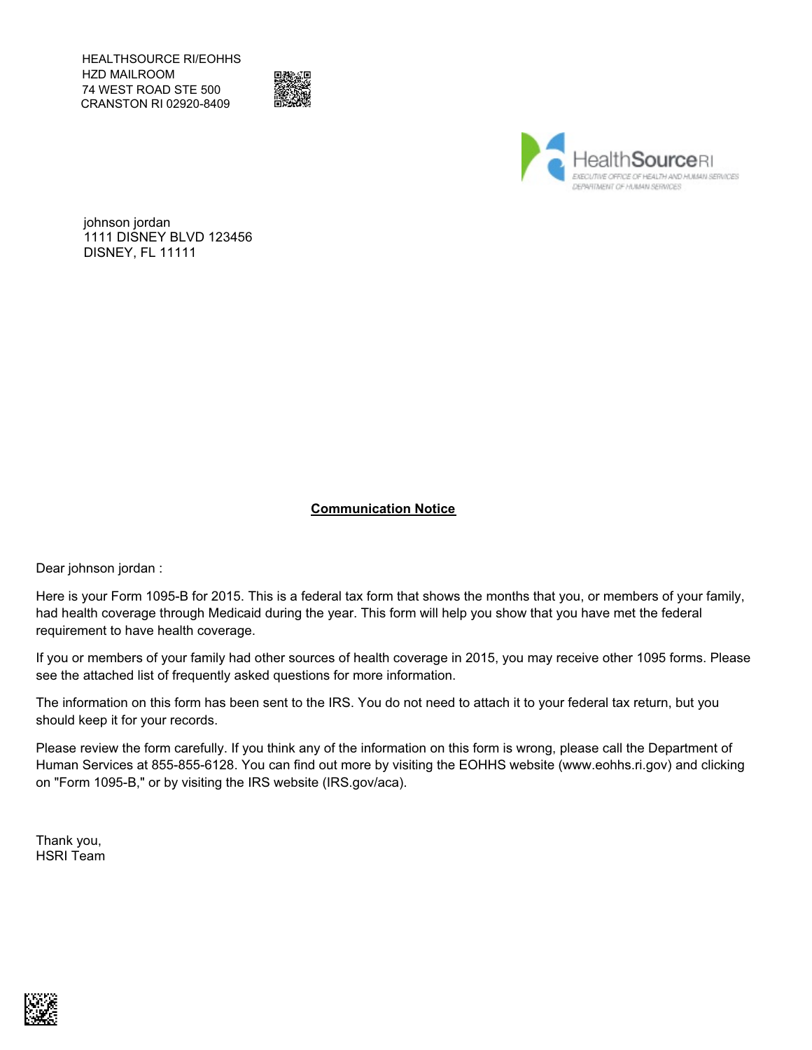HEALTHSOURCE RI/EOHHS
HZD MAILROOM
74 WEST ROAD STE 500
CRANSTON RI 02920-8409

HealthSource RI
EXECUTIVE OFFICE OF HEALTH AND HUMAN SERVICES
DEPARTMENT OF HUMAN SERVICES

johnson jordan
1111 DISNEY BLVD 123456
DISNEY, FL 11111

**Communication Notice**

Dear johnson jordan :

Here is your Form 1095-B for 2015. This is a federal tax form that shows the months that you, or members of your family, had health coverage through Medicaid during the year. This form will help you show that you have met the federal requirement to have health coverage.

If you or members of your family had other sources of health coverage in 2015, you may receive other 1095 forms. Please see the attached list of frequently asked questions for more information.

The information on this form has been sent to the IRS. You do not need to attach it to your federal tax return, but you should keep it for your records.

Please review the form carefully. If you think any of the information on this form is wrong, please call the Department of Human Services at 855-855-6128. You can find out more by visiting the EOHHS website (www.eohhs.ri.gov) and clicking on "Form 1095-B," or by visiting the IRS website (IRS.gov/aca).

Thank you,
HSRI Team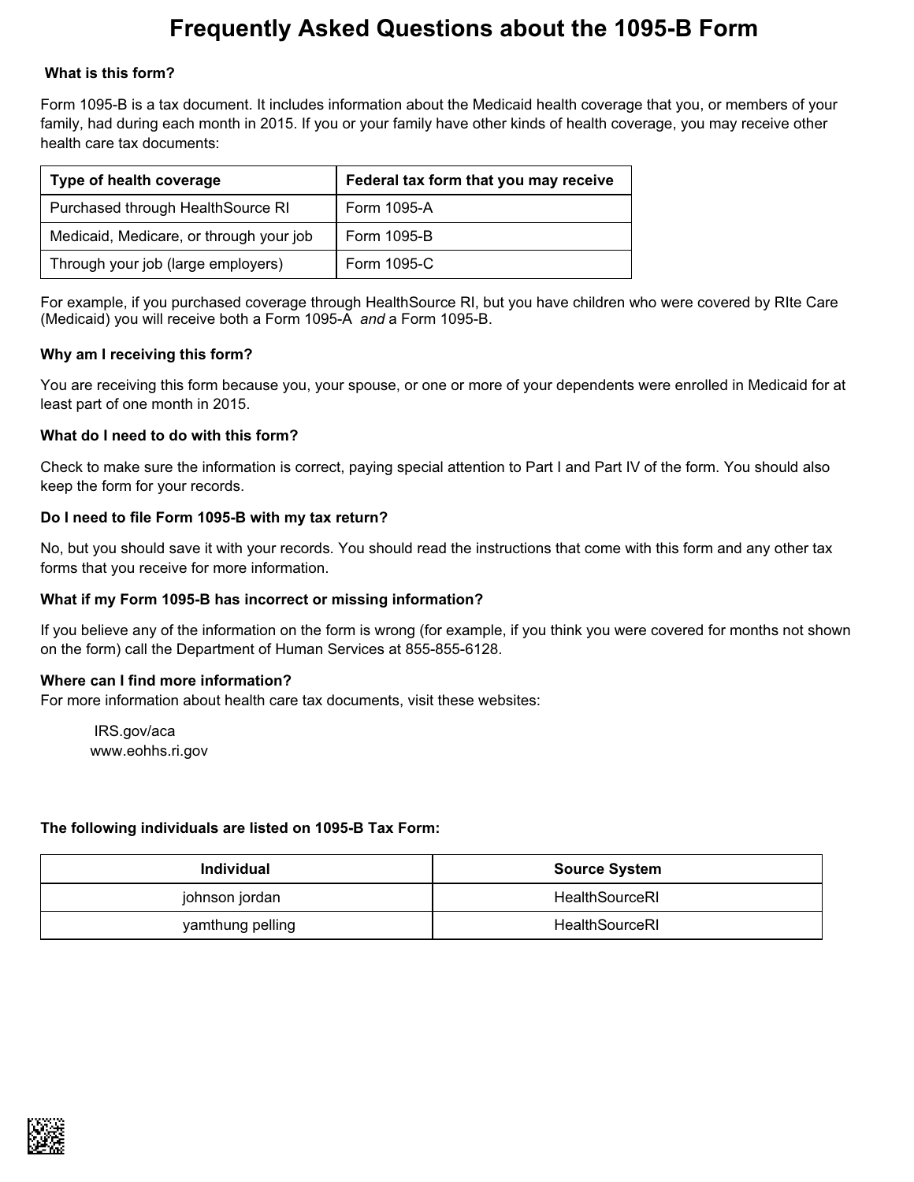# Frequently Asked Questions about the 1095-B Form

**What is this form?**

Form 1095-B is a tax document. It includes information about the Medicaid health coverage that you, or members of your family, had during each month in 2015. If you or your family have other kinds of health coverage, you may receive other health care tax documents:

| Type of health coverage | Federal tax form that you may receive |
| --- | --- |
| Purchased through HealthSource RI | Form 1095-A |
| Medicaid, Medicare, or through your job | Form 1095-B |
| Through your job (large employers) | Form 1095-C |

For example, if you purchased coverage through HealthSource RI, but you have children who were covered by RIte Care (Medicaid) you will receive both a Form 1095-A *and* a Form 1095-B.

**Why am I receiving this form?**

You are receiving this form because you, your spouse, or one or more of your dependents were enrolled in Medicaid for at least part of one month in 2015.

**What do I need to do with this form?**

Check to make sure the information is correct, paying special attention to Part I and Part IV of the form. You should also keep the form for your records.

**Do I need to file Form 1095-B with my tax return?**

No, but you should save it with your records. You should read the instructions that come with this form and any other tax forms that you receive for more information.

**What if my Form 1095-B has incorrect or missing information?**

If you believe any of the information on the form is wrong (for example, if you think you were covered for months not shown on the form) call the Department of Human Services at 855-855-6128.

**Where can I find more information?**

For more information about health care tax documents, visit these websites:

IRS.gov/aca
www.eohhs.ri.gov

**The following individuals are listed on 1095-B Tax Form:**

| Individual | Source System |
| --- | --- |
| johnson jordan | HealthSourceRI |
| yamthung pelling | HealthSourceRI |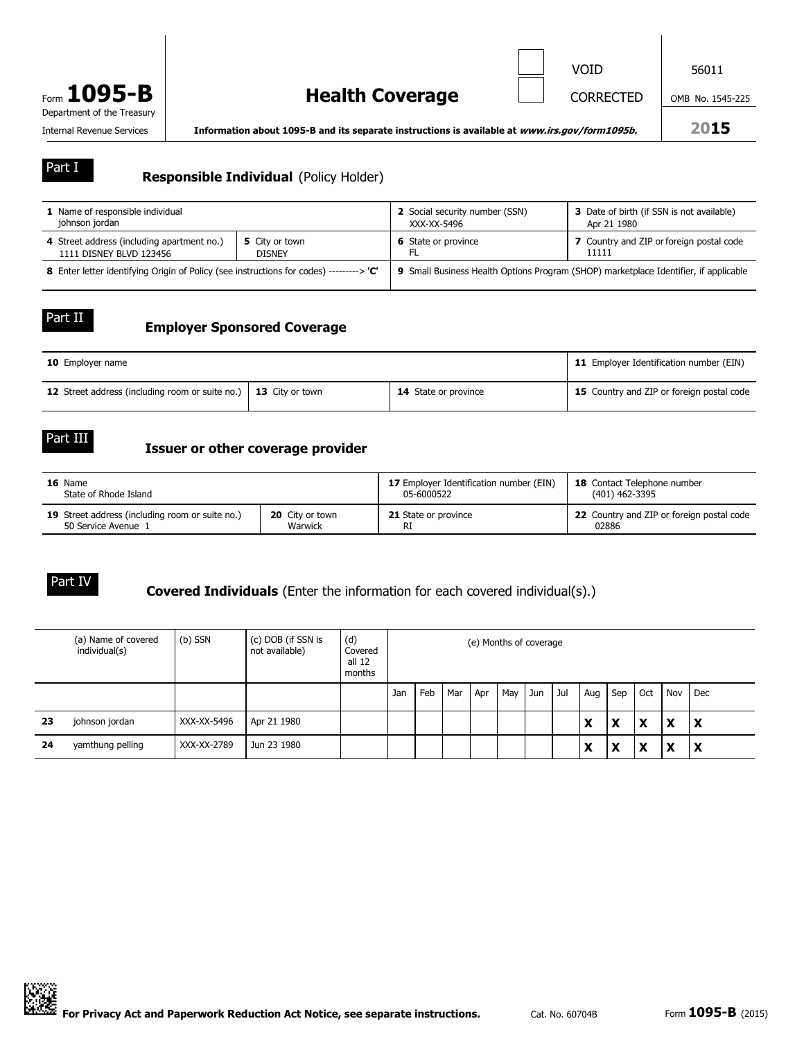Form **1095-B**
Department of the Treasury
Internal Revenue Services

# Health Coverage

☐ VOID
☐ CORRECTED

56011
OMB No. 1545-225
**2015**

**Information about 1095-B and its separate instructions is available at *www.irs.gov/form1095b.***

## Part I — Responsible Individual (Policy Holder)

| **1** Name of responsible individual | | **2** Social security number (SSN) | **3** Date of birth (if SSN is not available) |
|---|---|---|---|
| johnson jordan | | XXX-XX-5496 | Apr 21 1980 |
| **4** Street address (including apartment no.) 1111 DISNEY BLVD 123456 | **5** City or town DISNEY | **6** State or province FL | **7** Country and ZIP or foreign postal code 11111 |
| **8** Enter letter identifying Origin of Policy (see instructions for codes) ---------> 'C' | | **9** Small Business Health Options Program (SHOP) marketplace Identifier, if applicable | |

## Part II — Employer Sponsored Coverage

| **10** Employer name | | | **11** Employer Identification number (EIN) |
|---|---|---|---|
| | | | |
| **12** Street address (including room or suite no.) | **13** City or town | **14** State or province | **15** Country and ZIP or foreign postal code |

## Part III — Issuer or other coverage provider

| **16** Name | | **17** Employer Identification number (EIN) | **18** Contact Telephone number |
|---|---|---|---|
| State of Rhode Island | | 05-6000522 | (401) 462-3395 |
| **19** Street address (including room or suite no.) 50 Service Avenue 1 | **20** City or town Warwick | **21** State or province RI | **22** Country and ZIP or foreign postal code 02886 |

## Part IV — Covered Individuals (Enter the information for each covered individual(s).)

| | (a) Name of covered individual(s) | (b) SSN | (c) DOB (if SSN is not available) | (d) Covered all 12 months | (e) Months of coverage | | | | | | | | | | | |
|---|---|---|---|---|---|---|---|---|---|---|---|---|---|---|---|---|
| | | | | | Jan | Feb | Mar | Apr | May | Jun | Jul | Aug | Sep | Oct | Nov | Dec |
| 23 | johnson jordan | XXX-XX-5496 | Apr 21 1980 | | | | | | | | | X | X | X | X | X |
| 24 | yamthung pelling | XXX-XX-2789 | Jun 23 1980 | | | | | | | | | X | X | X | X | X |

**For Privacy Act and Paperwork Reduction Act Notice, see separate instructions.** Cat. No. 60704B Form **1095-B** (2015)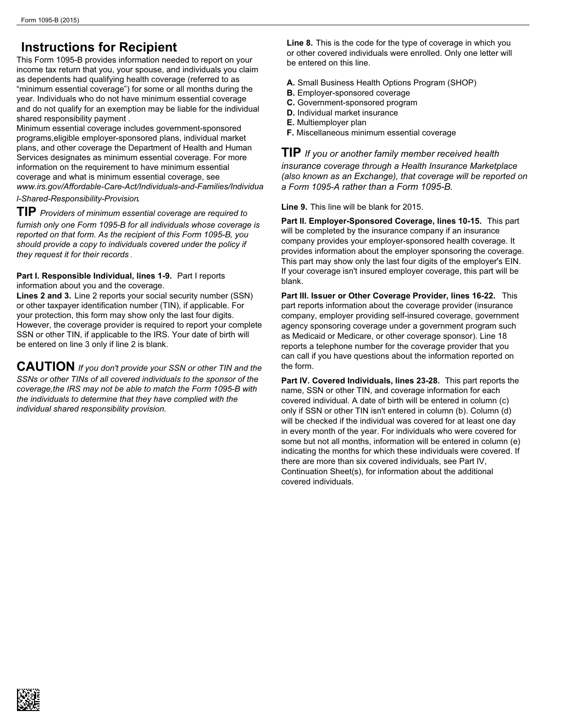## Instructions for Recipient

This Form 1095-B provides information needed to report on your income tax return that you, your spouse, and individuals you claim as dependents had qualifying health coverage (referred to as “minimum essential coverage”) for some or all months during the year. Individuals who do not have minimum essential coverage and do not qualify for an exemption may be liable for the individual shared responsibility payment .

Minimum essential coverage includes government-sponsored programs,eligible employer-sponsored plans, individual market plans, and other coverage the Department of Health and Human Services designates as minimum essential coverage. For more information on the requirement to have minimum essential coverage and what is minimum essential coverage, see *www.irs.gov/Affordable-Care-Act/Individuals-and-Families/Individual-Shared-Responsibility-Provision*.

**TIP** *Providers of minimum essential coverage are required to furnish only one Form 1095-B for all individuals whose coverage is reported on that form. As the recipient of this Form 1095-B, you should provide a copy to individuals covered under the policy if they request it for their records .*

**Part I. Responsible Individual, lines 1-9.** Part I reports information about you and the coverage.

**Lines 2 and 3.** Line 2 reports your social security number (SSN) or other taxpayer identification number (TIN), if applicable. For your protection, this form may show only the last four digits. However, the coverage provider is required to report your complete SSN or other TIN, if applicable to the IRS. Your date of birth will be entered on line 3 only if line 2 is blank.

**CAUTION** *If you don't provide your SSN or other TIN and the SSNs or other TINs of all covered individuals to the sponsor of the coverage,the IRS may not be able to match the Form 1095-B with the individuals to determine that they have complied with the individual shared responsibility provision.*

**Line 8.** This is the code for the type of coverage in which you or other covered individuals were enrolled. Only one letter will be entered on this line.

- **A.** Small Business Health Options Program (SHOP)
- **B.** Employer-sponsored coverage
- **C.** Government-sponsored program
- **D.** Individual market insurance
- **E.** Multiemployer plan
- **F.** Miscellaneous minimum essential coverage

**TIP** *If you or another family member received health insurance coverage through a Health Insurance Marketplace (also known as an Exchange), that coverage will be reported on a Form 1095-A rather than a Form 1095-B.*

**Line 9.** This line will be blank for 2015.

**Part II. Employer-Sponsored Coverage, lines 10-15.** This part will be completed by the insurance company if an insurance company provides your employer-sponsored health coverage. It provides information about the employer sponsoring the coverage. This part may show only the last four digits of the employer's EIN. If your coverage isn't insured employer coverage, this part will be blank.

**Part III. Issuer or Other Coverage Provider, lines 16-22.** This part reports information about the coverage provider (insurance company, employer providing self-insured coverage, government agency sponsoring coverage under a government program such as Medicaid or Medicare, or other coverage sponsor). Line 18 reports a telephone number for the coverage provider that you can call if you have questions about the information reported on the form.

**Part IV. Covered Individuals, lines 23-28.** This part reports the name, SSN or other TIN, and coverage information for each covered individual. A date of birth will be entered in column (c) only if SSN or other TIN isn't entered in column (b). Column (d) will be checked if the individual was covered for at least one day in every month of the year. For individuals who were covered for some but not all months, information will be entered in column (e) indicating the months for which these individuals were covered. If there are more than six covered individuals, see Part IV, Continuation Sheet(s), for information about the additional covered individuals.